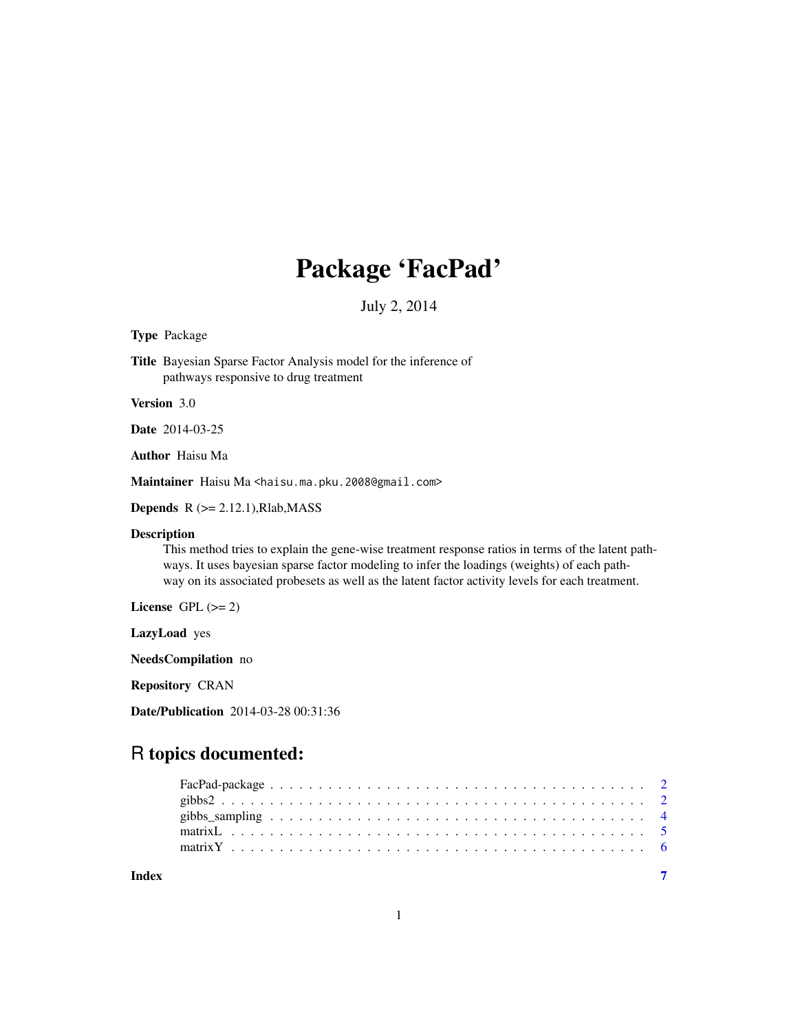# Package 'FacPad'

July 2, 2014

**Type** Package

**Title** Bayesian Sparse Factor Analysis model for the inference of pathways responsive to drug treatment

**Version** 3.0

**Date** 2014-03-25

**Author** Haisu Ma

**Maintainer** Haisu Ma <haisu.ma.pku.2008@gmail.com>

**Depends** R (>= 2.12.1),Rlab,MASS

**Description**
This method tries to explain the gene-wise treatment response ratios in terms of the latent pathways. It uses bayesian sparse factor modeling to infer the loadings (weights) of each pathway on its associated probesets as well as the latent factor activity levels for each treatment.

**License** GPL (>= 2)

**LazyLoad** yes

**NeedsCompilation** no

**Repository** CRAN

**Date/Publication** 2014-03-28 00:31:36

## R topics documented:

- FacPad-package . . . . . . . . . . . . . . . . . . . . . . . . . . . . . . . . . . . . . 2
- gibbs2 . . . . . . . . . . . . . . . . . . . . . . . . . . . . . . . . . . . . . . . . . . 2
- gibbs_sampling . . . . . . . . . . . . . . . . . . . . . . . . . . . . . . . . . . . . . 4
- matrixL . . . . . . . . . . . . . . . . . . . . . . . . . . . . . . . . . . . . . . . . . 5
- matrixY . . . . . . . . . . . . . . . . . . . . . . . . . . . . . . . . . . . . . . . . . 6

**Index** 7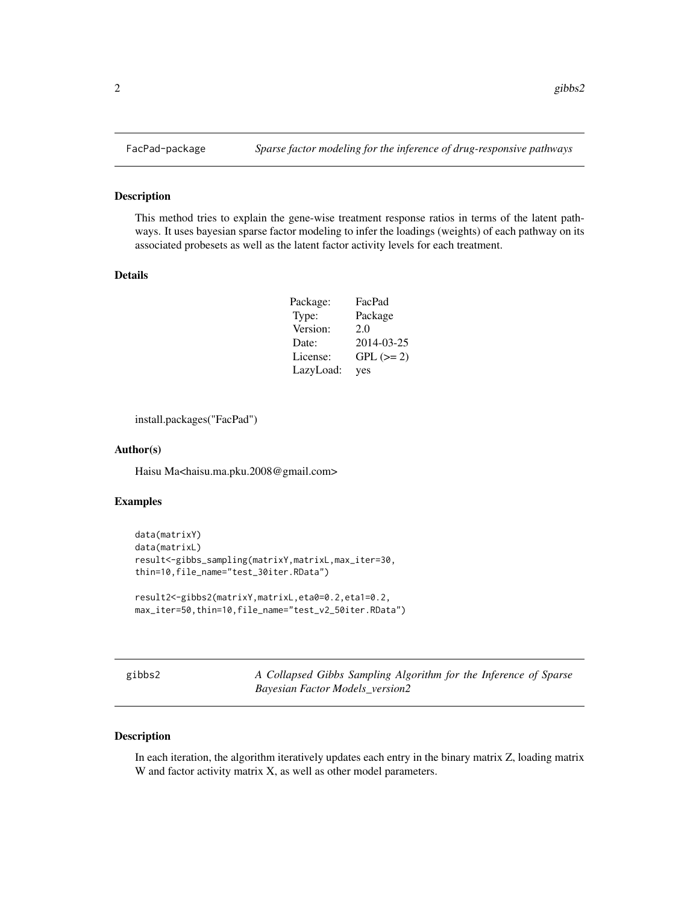FacPad-package *Sparse factor modeling for the inference of drug-responsive pathways*

### Description

This method tries to explain the gene-wise treatment response ratios in terms of the latent pathways. It uses bayesian sparse factor modeling to infer the loadings (weights) of each pathway on its associated probesets as well as the latent factor activity levels for each treatment.

### Details

| | |
|---|---|
| Package: | FacPad |
| Type: | Package |
| Version: | 2.0 |
| Date: | 2014-03-25 |
| License: | GPL (>= 2) |
| LazyLoad: | yes |

install.packages("FacPad")

### Author(s)

Haisu Ma<haisu.ma.pku.2008@gmail.com>

### Examples

```
data(matrixY)
data(matrixL)
result<-gibbs_sampling(matrixY,matrixL,max_iter=30,
thin=10,file_name="test_30iter.RData")

result2<-gibbs2(matrixY,matrixL,eta0=0.2,eta1=0.2,
max_iter=50,thin=10,file_name="test_v2_50iter.RData")
```

gibbs2 *A Collapsed Gibbs Sampling Algorithm for the Inference of Sparse Bayesian Factor Models_version2*

### Description

In each iteration, the algorithm iteratively updates each entry in the binary matrix Z, loading matrix W and factor activity matrix X, as well as other model parameters.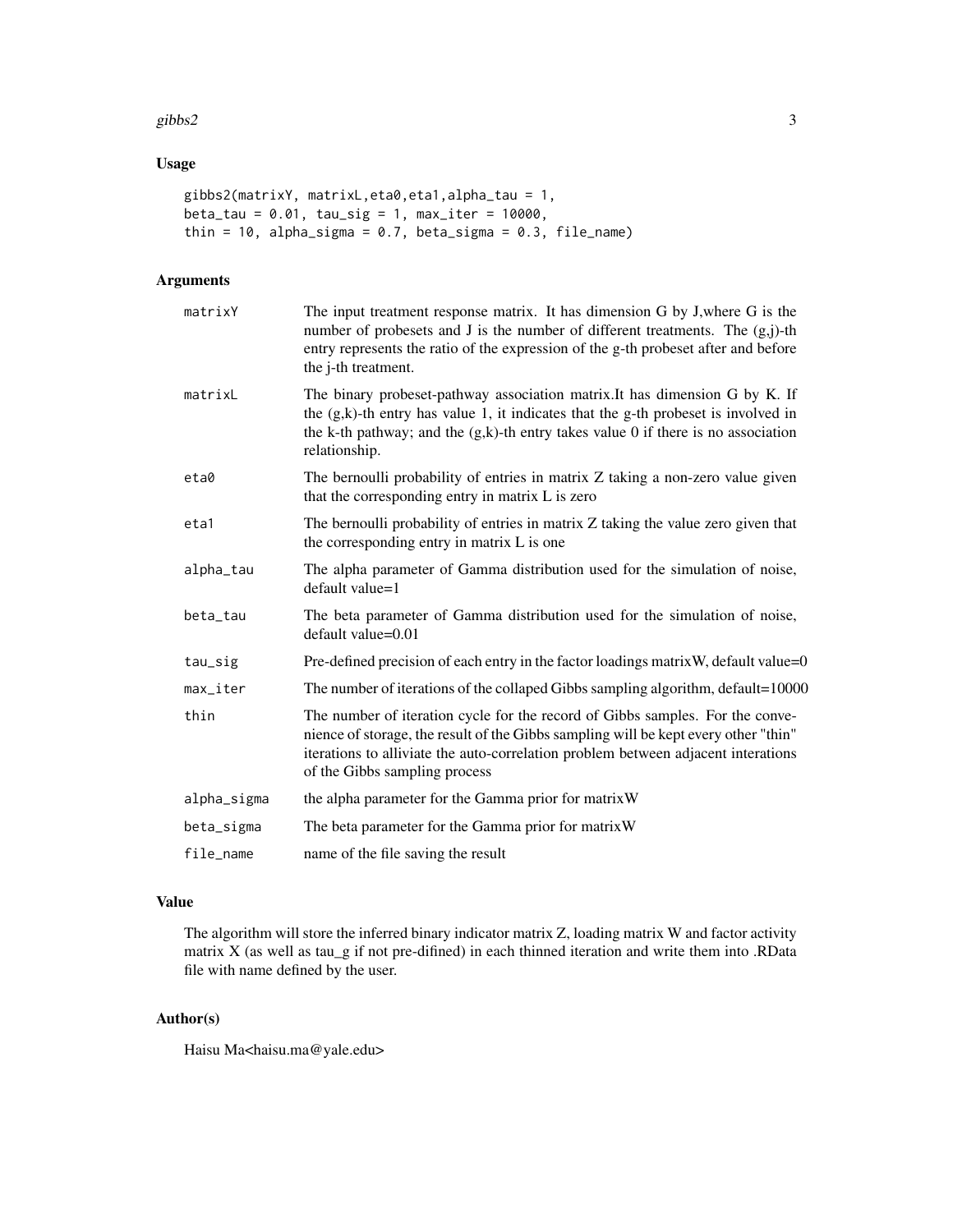## Usage

```
gibbs2(matrixY, matrixL,eta0,eta1,alpha_tau = 1,
beta_tau = 0.01, tau_sig = 1, max_iter = 10000,
thin = 10, alpha_sigma = 0.7, beta_sigma = 0.3, file_name)
```

## Arguments

| | |
|---|---|
| matrixY | The input treatment response matrix. It has dimension G by J,where G is the number of probesets and J is the number of different treatments. The (g,j)-th entry represents the ratio of the expression of the g-th probeset after and before the j-th treatment. |
| matrixL | The binary probeset-pathway association matrix.It has dimension G by K. If the (g,k)-th entry has value 1, it indicates that the g-th probeset is involved in the k-th pathway; and the (g,k)-th entry takes value 0 if there is no association relationship. |
| eta0 | The bernoulli probability of entries in matrix Z taking a non-zero value given that the corresponding entry in matrix L is zero |
| eta1 | The bernoulli probability of entries in matrix Z taking the value zero given that the corresponding entry in matrix L is one |
| alpha_tau | The alpha parameter of Gamma distribution used for the simulation of noise, default value=1 |
| beta_tau | The beta parameter of Gamma distribution used for the simulation of noise, default value=0.01 |
| tau_sig | Pre-defined precision of each entry in the factor loadings matrixW, default value=0 |
| max_iter | The number of iterations of the collaped Gibbs sampling algorithm, default=10000 |
| thin | The number of iteration cycle for the record of Gibbs samples. For the convenience of storage, the result of the Gibbs sampling will be kept every other "thin" iterations to alliviate the auto-correlation problem between adjacent interations of the Gibbs sampling process |
| alpha_sigma | the alpha parameter for the Gamma prior for matrixW |
| beta_sigma | The beta parameter for the Gamma prior for matrixW |
| file_name | name of the file saving the result |

## Value

The algorithm will store the inferred binary indicator matrix Z, loading matrix W and factor activity matrix X (as well as tau_g if not pre-difined) in each thinned iteration and write them into .RData file with name defined by the user.

## Author(s)

Haisu Ma<haisu.ma@yale.edu>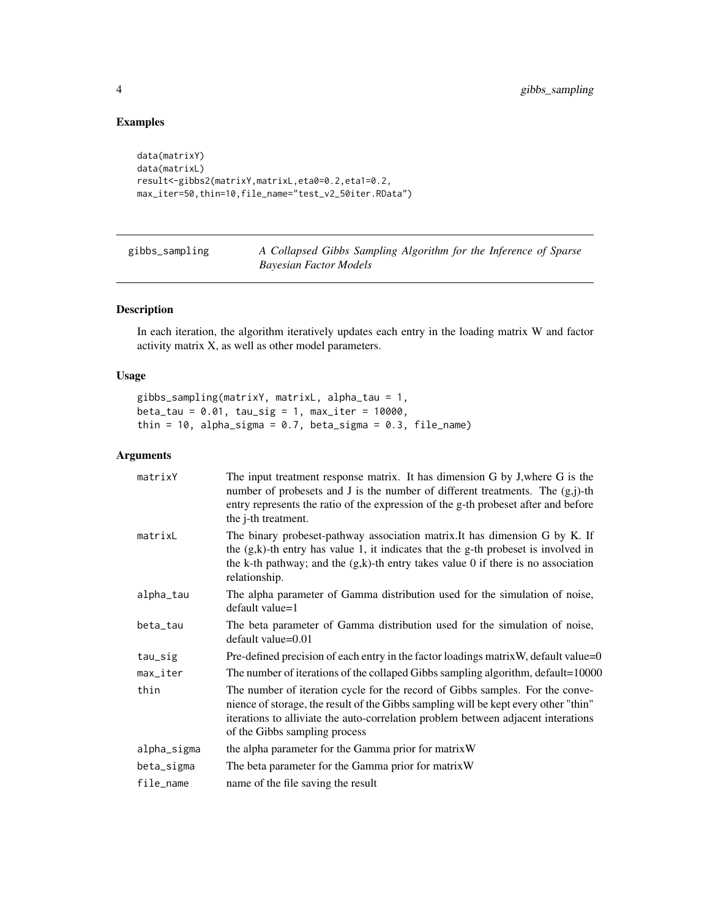## Examples

```
data(matrixY)
data(matrixL)
result<-gibbs2(matrixY,matrixL,eta0=0.2,eta1=0.2,
max_iter=50,thin=10,file_name="test_v2_50iter.RData")
```

---

| gibbs_sampling | *A Collapsed Gibbs Sampling Algorithm for the Inference of Sparse Bayesian Factor Models* |
|---|---|

## Description

In each iteration, the algorithm iteratively updates each entry in the loading matrix W and factor activity matrix X, as well as other model parameters.

## Usage

```
gibbs_sampling(matrixY, matrixL, alpha_tau = 1,
beta_tau = 0.01, tau_sig = 1, max_iter = 10000,
thin = 10, alpha_sigma = 0.7, beta_sigma = 0.3, file_name)
```

## Arguments

| | |
|---|---|
| matrixY | The input treatment response matrix. It has dimension G by J,where G is the number of probesets and J is the number of different treatments. The (g,j)-th entry represents the ratio of the expression of the g-th probeset after and before the j-th treatment. |
| matrixL | The binary probeset-pathway association matrix.It has dimension G by K. If the (g,k)-th entry has value 1, it indicates that the g-th probeset is involved in the k-th pathway; and the (g,k)-th entry takes value 0 if there is no association relationship. |
| alpha_tau | The alpha parameter of Gamma distribution used for the simulation of noise, default value=1 |
| beta_tau | The beta parameter of Gamma distribution used for the simulation of noise, default value=0.01 |
| tau_sig | Pre-defined precision of each entry in the factor loadings matrixW, default value=0 |
| max_iter | The number of iterations of the collaped Gibbs sampling algorithm, default=10000 |
| thin | The number of iteration cycle for the record of Gibbs samples. For the convenience of storage, the result of the Gibbs sampling will be kept every other "thin" iterations to alliviate the auto-correlation problem between adjacent interations of the Gibbs sampling process |
| alpha_sigma | the alpha parameter for the Gamma prior for matrixW |
| beta_sigma | The beta parameter for the Gamma prior for matrixW |
| file_name | name of the file saving the result |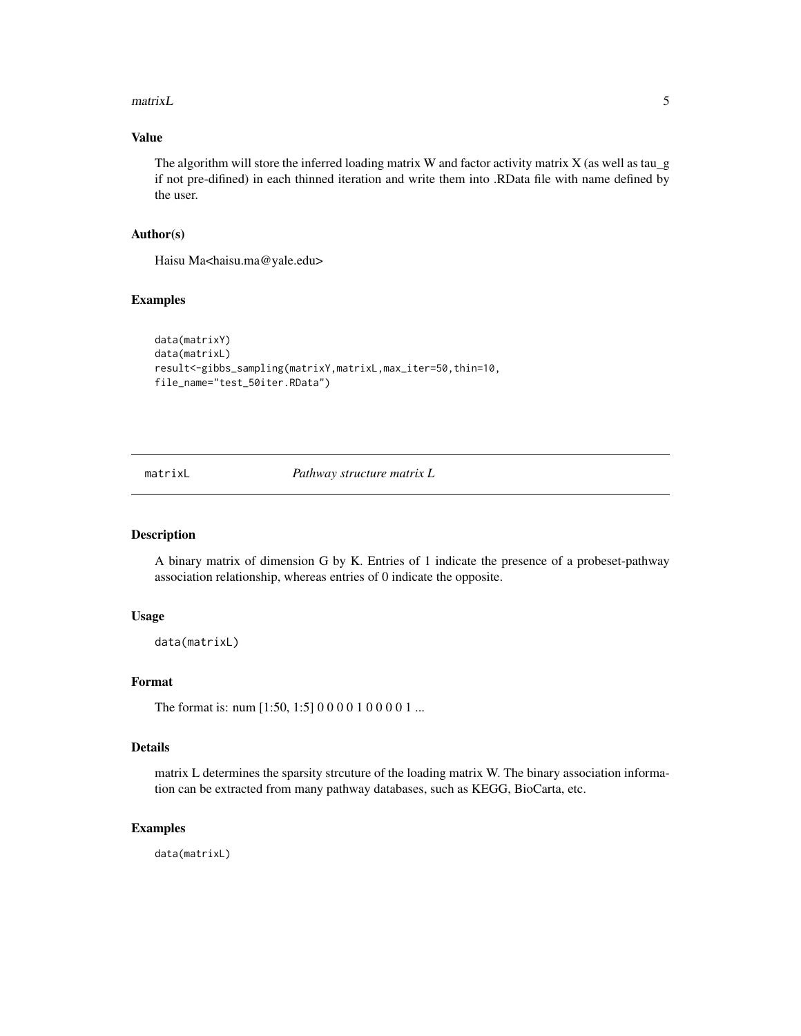## Value

The algorithm will store the inferred loading matrix W and factor activity matrix X (as well as tau_g if not pre-difined) in each thinned iteration and write them into .RData file with name defined by the user.

## Author(s)

Haisu Ma<haisu.ma@yale.edu>

## Examples

```
data(matrixY)
data(matrixL)
result<-gibbs_sampling(matrixY,matrixL,max_iter=50,thin=10,
file_name="test_50iter.RData")
```

---

# matrixL  *Pathway structure matrix L*

---

## Description

A binary matrix of dimension G by K. Entries of 1 indicate the presence of a probeset-pathway association relationship, whereas entries of 0 indicate the opposite.

## Usage

```
data(matrixL)
```

## Format

The format is: num [1:50, 1:5] 0 0 0 0 1 0 0 0 0 1 ...

## Details

matrix L determines the sparsity strcuture of the loading matrix W. The binary association information can be extracted from many pathway databases, such as KEGG, BioCarta, etc.

## Examples

```
data(matrixL)
```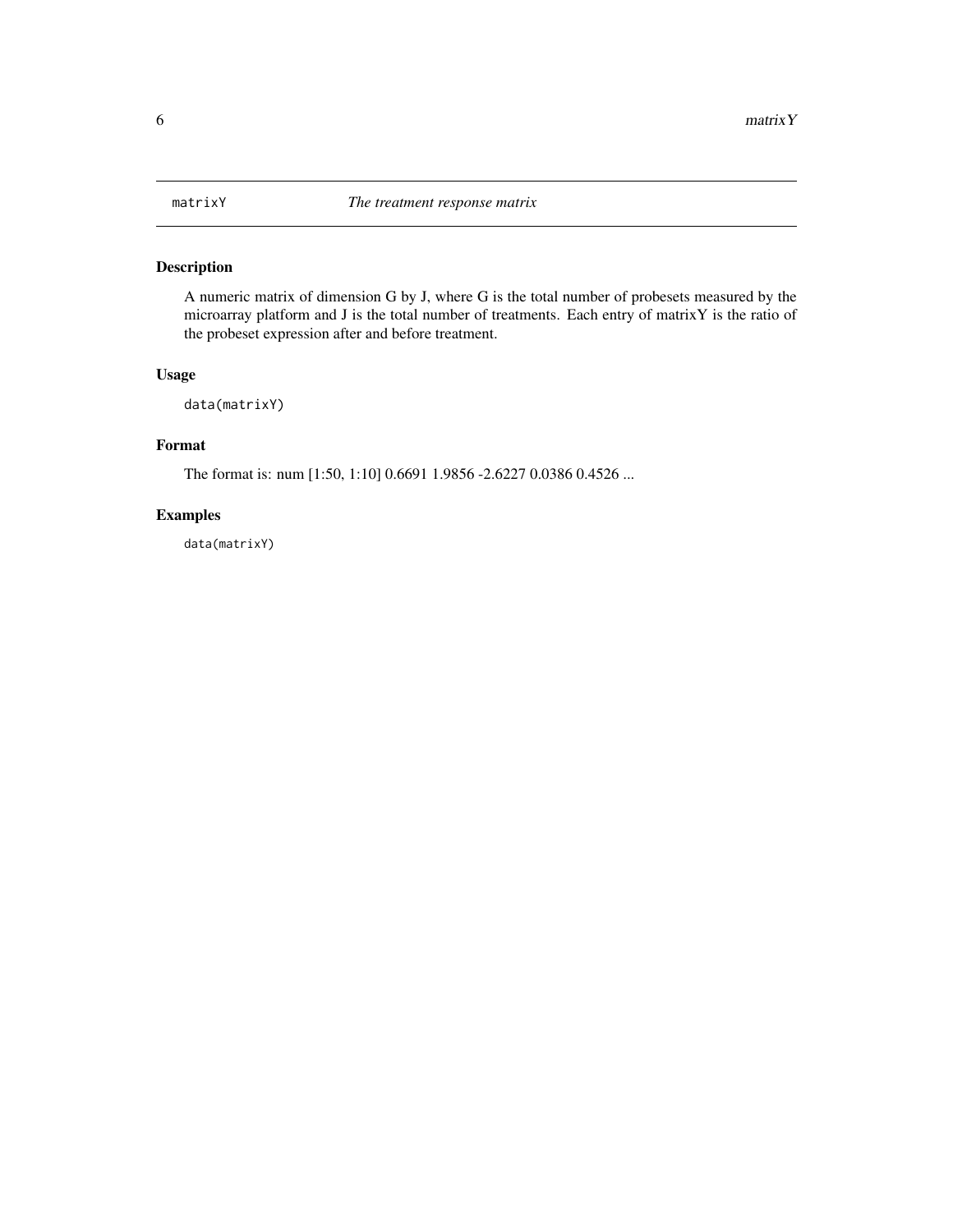# matrixY — *The treatment response matrix*

## Description

A numeric matrix of dimension G by J, where G is the total number of probesets measured by the microarray platform and J is the total number of treatments. Each entry of matrixY is the ratio of the probeset expression after and before treatment.

## Usage

```
data(matrixY)
```

## Format

The format is: num [1:50, 1:10] 0.6691 1.9856 -2.6227 0.0386 0.4526 ...

## Examples

```
data(matrixY)
```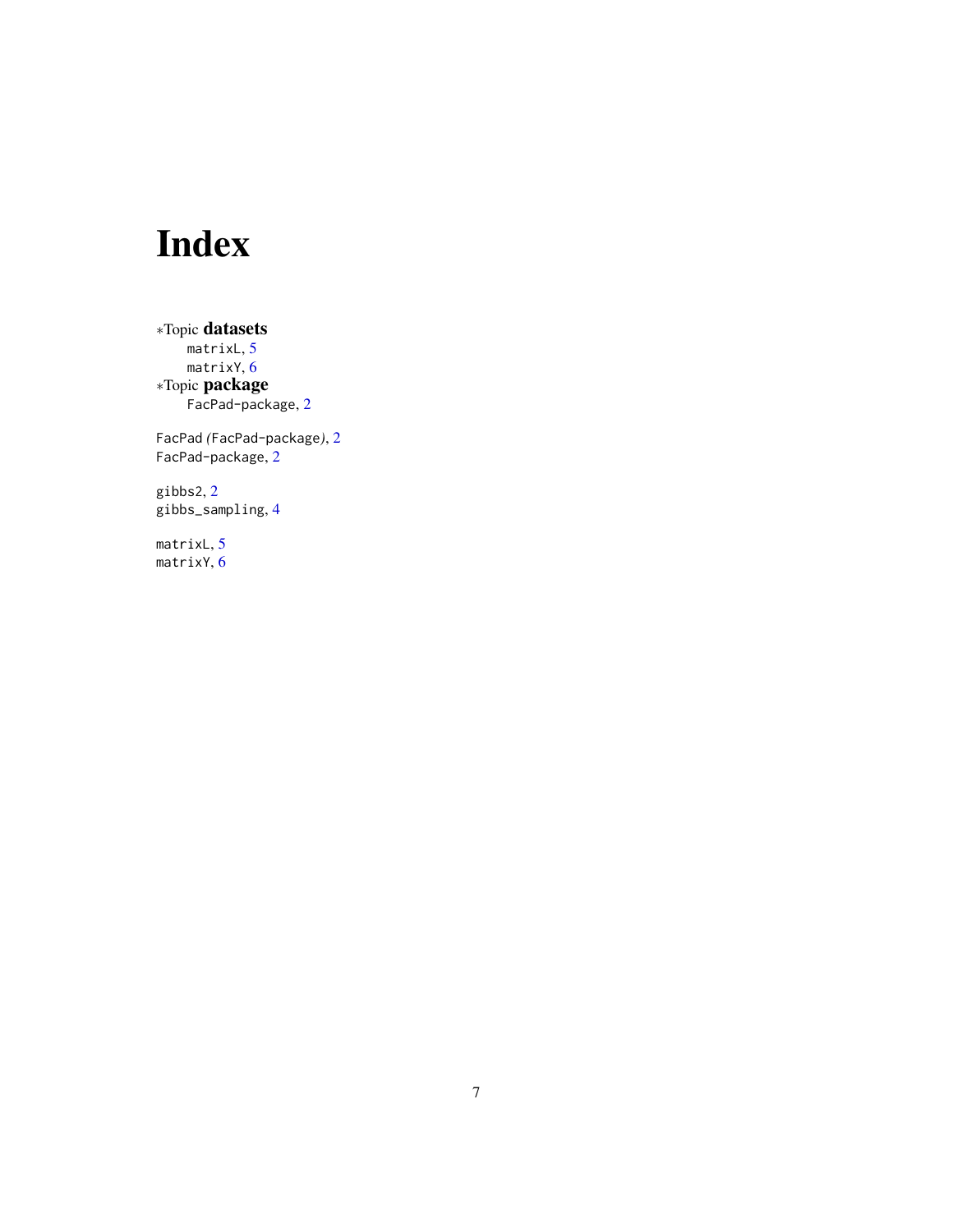# Index

*Topic **datasets**
  matrixL, 5
  matrixY, 6
*Topic **package**
  FacPad-package, 2

FacPad (FacPad-package), 2
FacPad-package, 2

gibbs2, 2
gibbs_sampling, 4

matrixL, 5
matrixY, 6